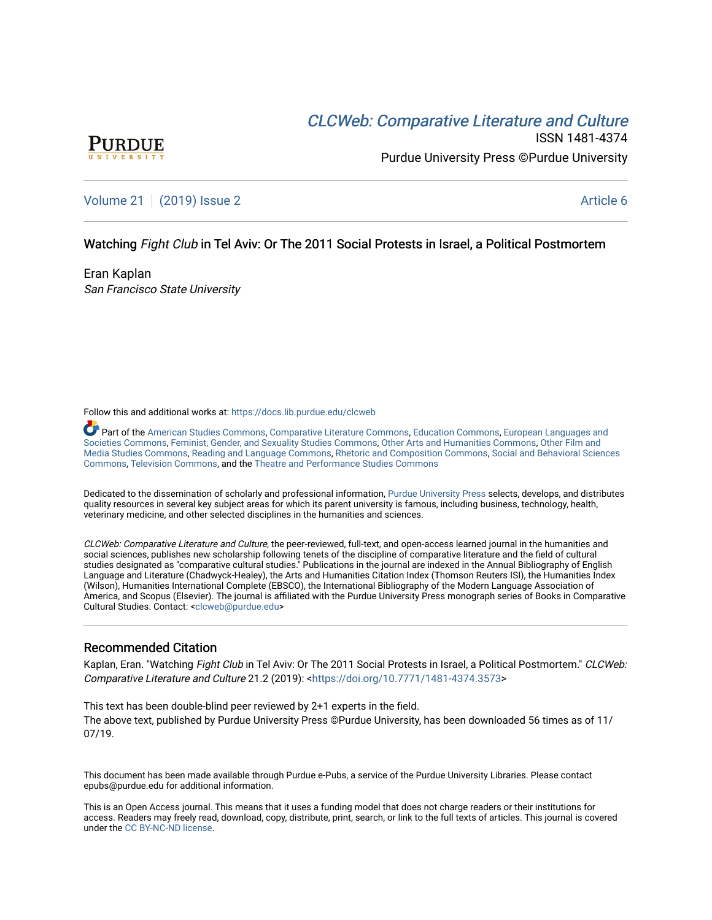[CLCWeb: Comparative Literature and Culture](https://docs.lib.purdue.edu/clcweb)

ISSN 1481-4374

Purdue University Press ©Purdue University

Volume 21 | (2019) Issue 2 — Article 6

# Watching *Fight Club* in Tel Aviv: Or The 2011 Social Protests in Israel, a Political Postmortem

Eran Kaplan
*San Francisco State University*

Follow this and additional works at: https://docs.lib.purdue.edu/clcweb

Part of the American Studies Commons, Comparative Literature Commons, Education Commons, European Languages and Societies Commons, Feminist, Gender, and Sexuality Studies Commons, Other Arts and Humanities Commons, Other Film and Media Studies Commons, Reading and Language Commons, Rhetoric and Composition Commons, Social and Behavioral Sciences Commons, Television Commons, and the Theatre and Performance Studies Commons

Dedicated to the dissemination of scholarly and professional information, Purdue University Press selects, develops, and distributes quality resources in several key subject areas for which its parent university is famous, including business, technology, health, veterinary medicine, and other selected disciplines in the humanities and sciences.

*CLCWeb: Comparative Literature and Culture*, the peer-reviewed, full-text, and open-access learned journal in the humanities and social sciences, publishes new scholarship following tenets of the discipline of comparative literature and the field of cultural studies designated as "comparative cultural studies." Publications in the journal are indexed in the Annual Bibliography of English Language and Literature (Chadwyck-Healey), the Arts and Humanities Citation Index (Thomson Reuters ISI), the Humanities Index (Wilson), Humanities International Complete (EBSCO), the International Bibliography of the Modern Language Association of America, and Scopus (Elsevier). The journal is affiliated with the Purdue University Press monograph series of Books in Comparative Cultural Studies. Contact: <clcweb@purdue.edu>

## Recommended Citation

Kaplan, Eran. "Watching *Fight Club* in Tel Aviv: Or The 2011 Social Protests in Israel, a Political Postmortem." *CLCWeb: Comparative Literature and Culture* 21.2 (2019): <https://doi.org/10.7771/1481-4374.3573>

This text has been double-blind peer reviewed by 2+1 experts in the field.
The above text, published by Purdue University Press ©Purdue University, has been downloaded 56 times as of 11/07/19.

This document has been made available through Purdue e-Pubs, a service of the Purdue University Libraries. Please contact epubs@purdue.edu for additional information.

This is an Open Access journal. This means that it uses a funding model that does not charge readers or their institutions for access. Readers may freely read, download, copy, distribute, print, search, or link to the full texts of articles. This journal is covered under the CC BY-NC-ND license.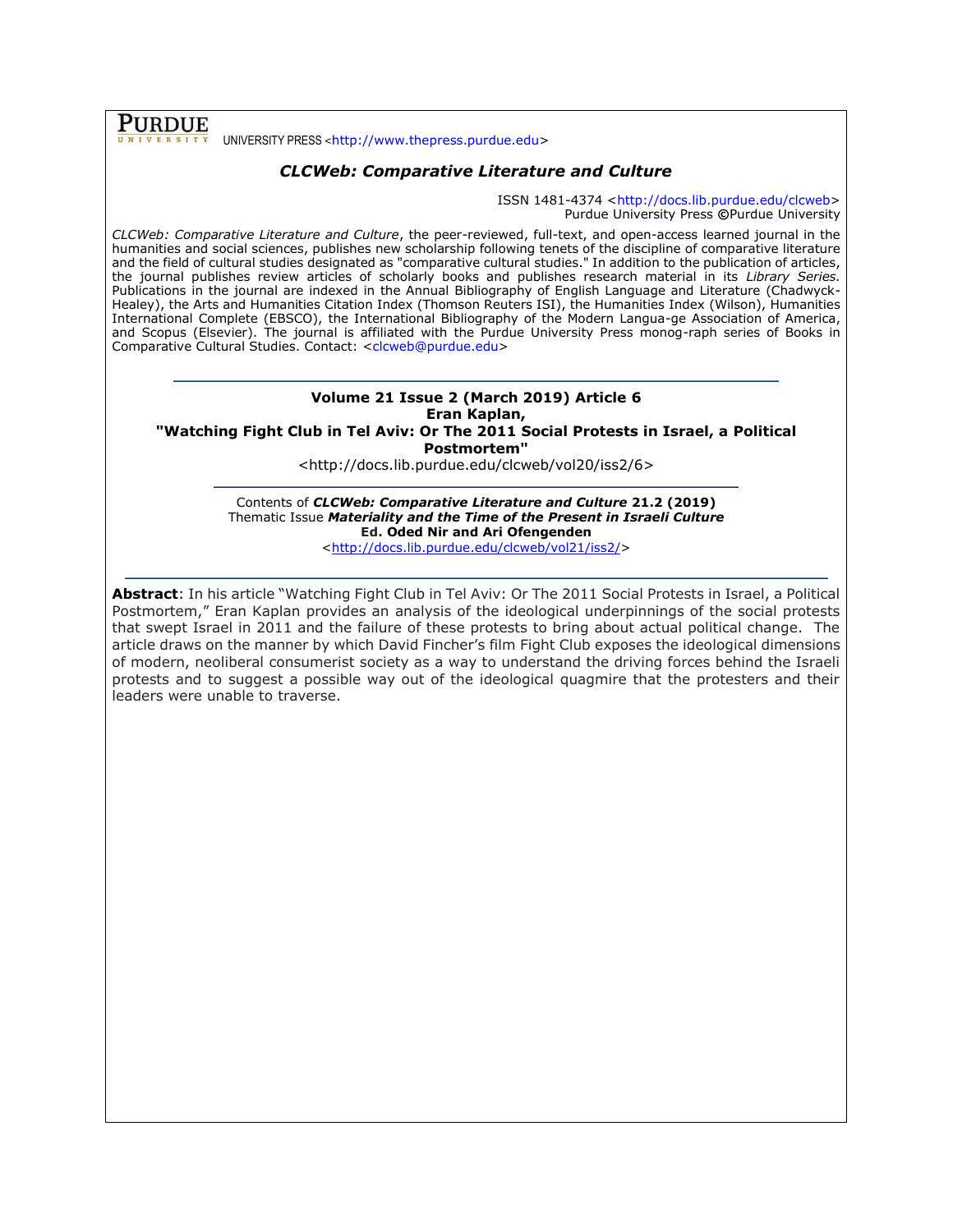**PURDUE** UNIVERSITY PRESS <http://www.thepress.purdue.edu>

## *CLCWeb: Comparative Literature and Culture*

ISSN 1481-4374 <http://docs.lib.purdue.edu/clcweb>
Purdue University Press ©Purdue University

*CLCWeb: Comparative Literature and Culture*, the peer-reviewed, full-text, and open-access learned journal in the humanities and social sciences, publishes new scholarship following tenets of the discipline of comparative literature and the field of cultural studies designated as "comparative cultural studies." In addition to the publication of articles, the journal publishes review articles of scholarly books and publishes research material in its *Library Series.* Publications in the journal are indexed in the Annual Bibliography of English Language and Literature (Chadwyck-Healey), the Arts and Humanities Citation Index (Thomson Reuters ISI), the Humanities Index (Wilson), Humanities International Complete (EBSCO), the International Bibliography of the Modern Langua-ge Association of America, and Scopus (Elsevier). The journal is affiliated with the Purdue University Press monog-raph series of Books in Comparative Cultural Studies. Contact: <clcweb@purdue.edu>

---

**Volume 21 Issue 2 (March 2019) Article 6**
**Eran Kaplan,**
**"Watching Fight Club in Tel Aviv: Or The 2011 Social Protests in Israel, a Political Postmortem"**
<http://docs.lib.purdue.edu/clcweb/vol20/iss2/6>

---

Contents of ***CLCWeb: Comparative Literature and Culture* 21.2 (2019)**
Thematic Issue ***Materiality and the Time of the Present in Israeli Culture***
**Ed. Oded Nir and Ari Ofengenden**
<http://docs.lib.purdue.edu/clcweb/vol21/iss2/>

---

**Abstract**: In his article "Watching Fight Club in Tel Aviv: Or The 2011 Social Protests in Israel, a Political Postmortem," Eran Kaplan provides an analysis of the ideological underpinnings of the social protests that swept Israel in 2011 and the failure of these protests to bring about actual political change. The article draws on the manner by which David Fincher's film Fight Club exposes the ideological dimensions of modern, neoliberal consumerist society as a way to understand the driving forces behind the Israeli protests and to suggest a possible way out of the ideological quagmire that the protesters and their leaders were unable to traverse.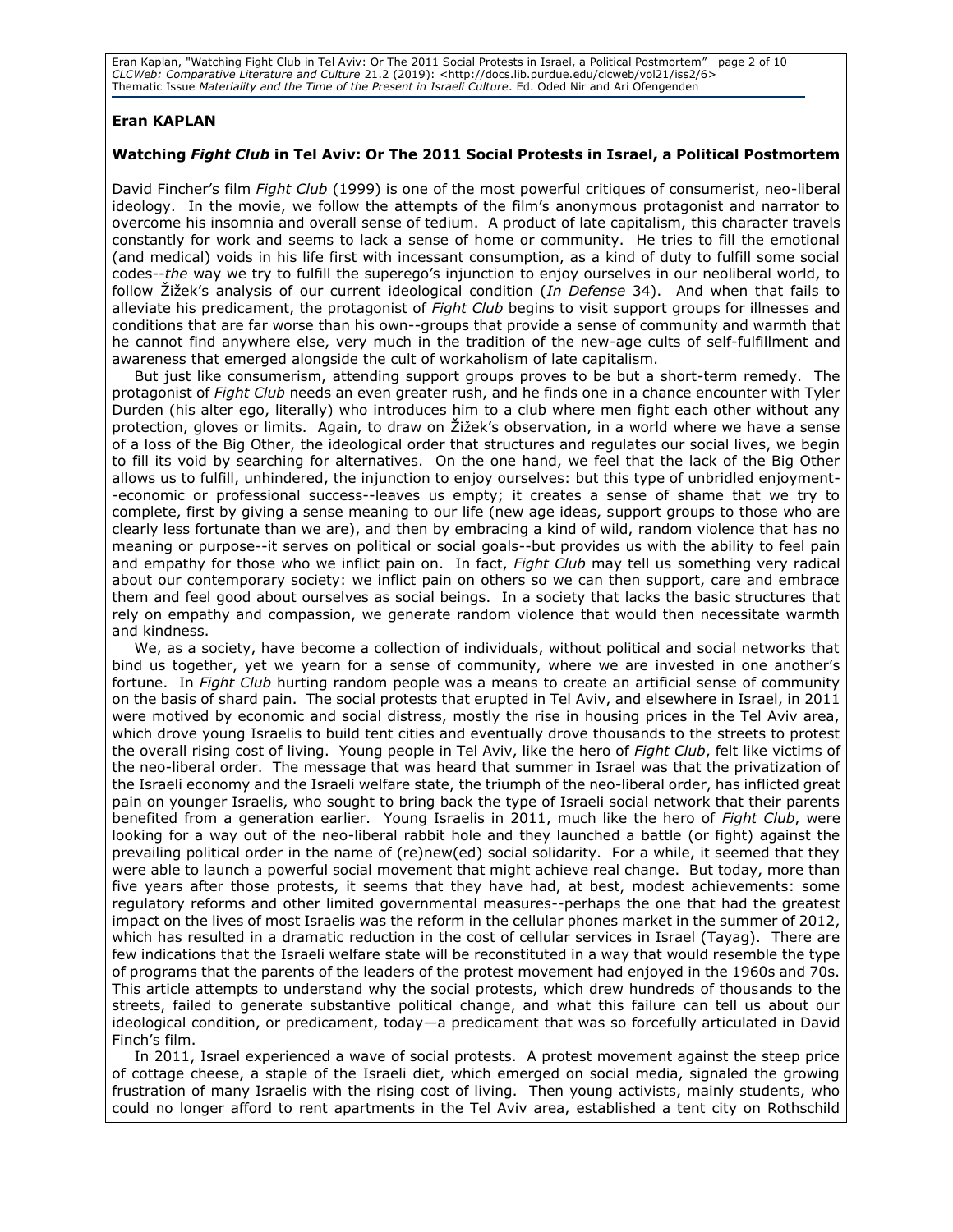**Eran KAPLAN**

## Watching *Fight Club* in Tel Aviv: Or The 2011 Social Protests in Israel, a Political Postmortem

David Fincher's film *Fight Club* (1999) is one of the most powerful critiques of consumerist, neo-liberal ideology. In the movie, we follow the attempts of the film's anonymous protagonist and narrator to overcome his insomnia and overall sense of tedium. A product of late capitalism, this character travels constantly for work and seems to lack a sense of home or community. He tries to fill the emotional (and medical) voids in his life first with incessant consumption, as a kind of duty to fulfill some social codes--*the* way we try to fulfill the superego's injunction to enjoy ourselves in our neoliberal world, to follow Žižek's analysis of our current ideological condition (*In Defense* 34). And when that fails to alleviate his predicament, the protagonist of *Fight Club* begins to visit support groups for illnesses and conditions that are far worse than his own--groups that provide a sense of community and warmth that he cannot find anywhere else, very much in the tradition of the new-age cults of self-fulfillment and awareness that emerged alongside the cult of workaholism of late capitalism.

But just like consumerism, attending support groups proves to be but a short-term remedy. The protagonist of *Fight Club* needs an even greater rush, and he finds one in a chance encounter with Tyler Durden (his alter ego, literally) who introduces him to a club where men fight each other without any protection, gloves or limits. Again, to draw on Žižek's observation, in a world where we have a sense of a loss of the Big Other, the ideological order that structures and regulates our social lives, we begin to fill its void by searching for alternatives. On the one hand, we feel that the lack of the Big Other allows us to fulfill, unhindered, the injunction to enjoy ourselves: but this type of unbridled enjoyment--economic or professional success--leaves us empty; it creates a sense of shame that we try to complete, first by giving a sense meaning to our life (new age ideas, support groups to those who are clearly less fortunate than we are), and then by embracing a kind of wild, random violence that has no meaning or purpose--it serves on political or social goals--but provides us with the ability to feel pain and empathy for those who we inflict pain on. In fact, *Fight Club* may tell us something very radical about our contemporary society: we inflict pain on others so we can then support, care and embrace them and feel good about ourselves as social beings. In a society that lacks the basic structures that rely on empathy and compassion, we generate random violence that would then necessitate warmth and kindness.

We, as a society, have become a collection of individuals, without political and social networks that bind us together, yet we yearn for a sense of community, where we are invested in one another's fortune. In *Fight Club* hurting random people was a means to create an artificial sense of community on the basis of shard pain. The social protests that erupted in Tel Aviv, and elsewhere in Israel, in 2011 were motivated by economic and social distress, mostly the rise in housing prices in the Tel Aviv area, which drove young Israelis to build tent cities and eventually drove thousands to the streets to protest the overall rising cost of living. Young people in Tel Aviv, like the hero of *Fight Club*, felt like victims of the neo-liberal order. The message that was heard that summer in Israel was that the privatization of the Israeli economy and the Israeli welfare state, the triumph of the neo-liberal order, has inflicted great pain on younger Israelis, who sought to bring back the type of Israeli social network that their parents benefited from a generation earlier. Young Israelis in 2011, much like the hero of *Fight Club*, were looking for a way out of the neo-liberal rabbit hole and they launched a battle (or fight) against the prevailing political order in the name of (re)new(ed) social solidarity. For a while, it seemed that they were able to launch a powerful social movement that might achieve real change. But today, more than five years after those protests, it seems that they have had, at best, modest achievements: some regulatory reforms and other limited governmental measures--perhaps the one that had the greatest impact on the lives of most Israelis was the reform in the cellular phones market in the summer of 2012, which has resulted in a dramatic reduction in the cost of cellular services in Israel (Tayag). There are few indications that the Israeli welfare state will be reconstituted in a way that would resemble the type of programs that the parents of the leaders of the protest movement had enjoyed in the 1960s and 70s. This article attempts to understand why the social protests, which drew hundreds of thousands to the streets, failed to generate substantive political change, and what this failure can tell us about our ideological condition, or predicament, today—a predicament that was so forcefully articulated in David Finch's film.

In 2011, Israel experienced a wave of social protests. A protest movement against the steep price of cottage cheese, a staple of the Israeli diet, which emerged on social media, signaled the growing frustration of many Israelis with the rising cost of living. Then young activists, mainly students, who could no longer afford to rent apartments in the Tel Aviv area, established a tent city on Rothschild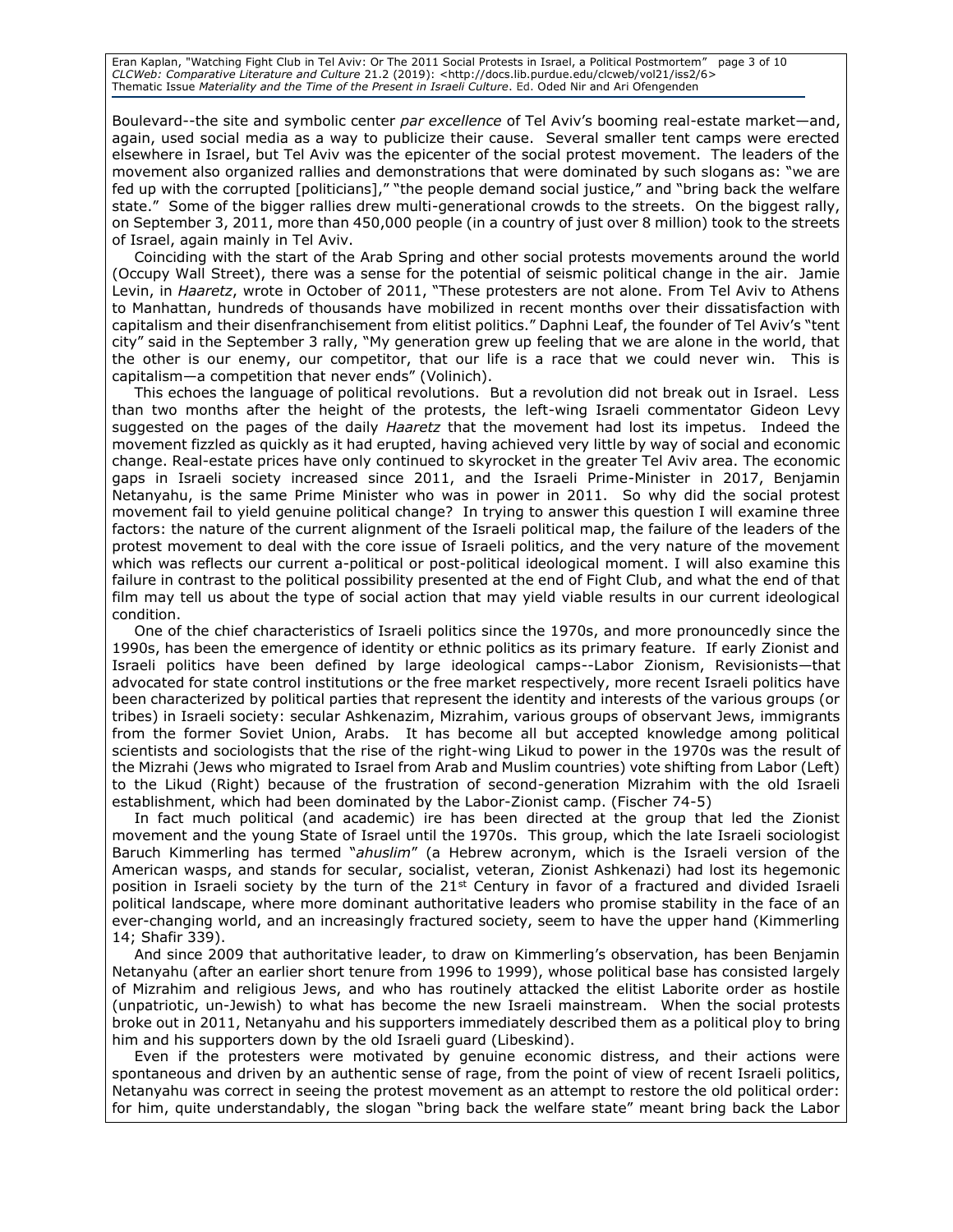Boulevard--the site and symbolic center *par excellence* of Tel Aviv's booming real-estate market—and, again, used social media as a way to publicize their cause. Several smaller tent camps were erected elsewhere in Israel, but Tel Aviv was the epicenter of the social protest movement. The leaders of the movement also organized rallies and demonstrations that were dominated by such slogans as: "we are fed up with the corrupted [politicians]," "the people demand social justice," and "bring back the welfare state." Some of the bigger rallies drew multi-generational crowds to the streets. On the biggest rally, on September 3, 2011, more than 450,000 people (in a country of just over 8 million) took to the streets of Israel, again mainly in Tel Aviv.

Coinciding with the start of the Arab Spring and other social protests movements around the world (Occupy Wall Street), there was a sense for the potential of seismic political change in the air. Jamie Levin, in *Haaretz*, wrote in October of 2011, "These protesters are not alone. From Tel Aviv to Athens to Manhattan, hundreds of thousands have mobilized in recent months over their dissatisfaction with capitalism and their disenfranchisement from elitist politics." Daphni Leaf, the founder of Tel Aviv's "tent city" said in the September 3 rally, "My generation grew up feeling that we are alone in the world, that the other is our enemy, our competitor, that our life is a race that we could never win. This is capitalism—a competition that never ends" (Volinich).

This echoes the language of political revolutions. But a revolution did not break out in Israel. Less than two months after the height of the protests, the left-wing Israeli commentator Gideon Levy suggested on the pages of the daily *Haaretz* that the movement had lost its impetus. Indeed the movement fizzled as quickly as it had erupted, having achieved very little by way of social and economic change. Real-estate prices have only continued to skyrocket in the greater Tel Aviv area. The economic gaps in Israeli society increased since 2011, and the Israeli Prime-Minister in 2017, Benjamin Netanyahu, is the same Prime Minister who was in power in 2011. So why did the social protest movement fail to yield genuine political change? In trying to answer this question I will examine three factors: the nature of the current alignment of the Israeli political map, the failure of the leaders of the protest movement to deal with the core issue of Israeli politics, and the very nature of the movement which was reflects our current a-political or post-political ideological moment. I will also examine this failure in contrast to the political possibility presented at the end of Fight Club, and what the end of that film may tell us about the type of social action that may yield viable results in our current ideological condition.

One of the chief characteristics of Israeli politics since the 1970s, and more pronouncedly since the 1990s, has been the emergence of identity or ethnic politics as its primary feature. If early Zionist and Israeli politics have been defined by large ideological camps--Labor Zionism, Revisionists—that advocated for state control institutions or the free market respectively, more recent Israeli politics have been characterized by political parties that represent the identity and interests of the various groups (or tribes) in Israeli society: secular Ashkenazim, Mizrahim, various groups of observant Jews, immigrants from the former Soviet Union, Arabs. It has become all but accepted knowledge among political scientists and sociologists that the rise of the right-wing Likud to power in the 1970s was the result of the Mizrahi (Jews who migrated to Israel from Arab and Muslim countries) vote shifting from Labor (Left) to the Likud (Right) because of the frustration of second-generation Mizrahim with the old Israeli establishment, which had been dominated by the Labor-Zionist camp. (Fischer 74-5)

In fact much political (and academic) ire has been directed at the group that led the Zionist movement and the young State of Israel until the 1970s. This group, which the late Israeli sociologist Baruch Kimmerling has termed "*ahuslim*" (a Hebrew acronym, which is the Israeli version of the American wasps, and stands for secular, socialist, veteran, Zionist Ashkenazi) had lost its hegemonic position in Israeli society by the turn of the 21st Century in favor of a fractured and divided Israeli political landscape, where more dominant authoritative leaders who promise stability in the face of an ever-changing world, and an increasingly fractured society, seem to have the upper hand (Kimmerling 14; Shafir 339).

And since 2009 that authoritative leader, to draw on Kimmerling's observation, has been Benjamin Netanyahu (after an earlier short tenure from 1996 to 1999), whose political base has consisted largely of Mizrahim and religious Jews, and who has routinely attacked the elitist Laborite order as hostile (unpatriotic, un-Jewish) to what has become the new Israeli mainstream. When the social protests broke out in 2011, Netanyahu and his supporters immediately described them as a political ploy to bring him and his supporters down by the old Israeli guard (Libeskind).

Even if the protesters were motivated by genuine economic distress, and their actions were spontaneous and driven by an authentic sense of rage, from the point of view of recent Israeli politics, Netanyahu was correct in seeing the protest movement as an attempt to restore the old political order: for him, quite understandably, the slogan "bring back the welfare state" meant bring back the Labor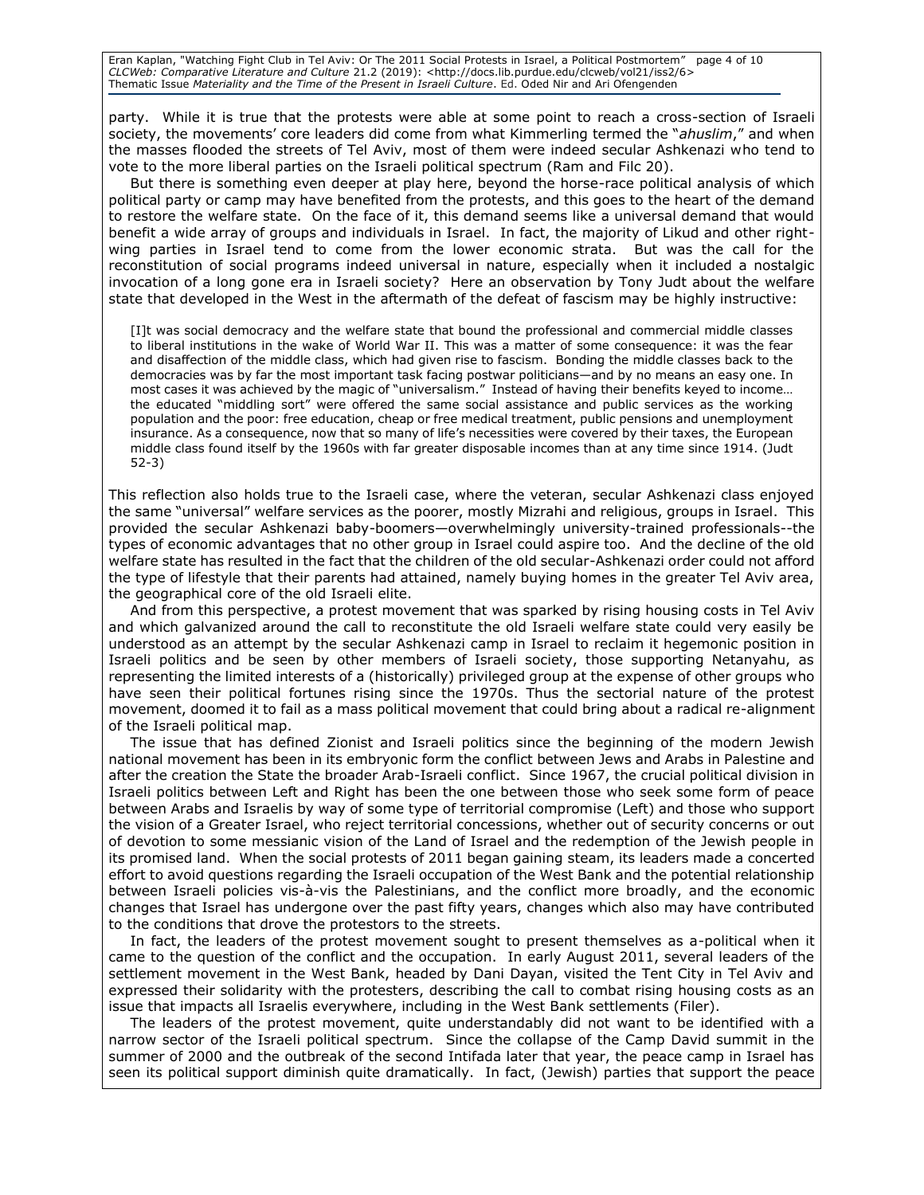party. While it is true that the protests were able at some point to reach a cross-section of Israeli society, the movements' core leaders did come from what Kimmerling termed the "*ahuslim*," and when the masses flooded the streets of Tel Aviv, most of them were indeed secular Ashkenazi who tend to vote to the more liberal parties on the Israeli political spectrum (Ram and Filc 20).

But there is something even deeper at play here, beyond the horse-race political analysis of which political party or camp may have benefited from the protests, and this goes to the heart of the demand to restore the welfare state. On the face of it, this demand seems like a universal demand that would benefit a wide array of groups and individuals in Israel. In fact, the majority of Likud and other right-wing parties in Israel tend to come from the lower economic strata. But was the call for the reconstitution of social programs indeed universal in nature, especially when it included a nostalgic invocation of a long gone era in Israeli society? Here an observation by Tony Judt about the welfare state that developed in the West in the aftermath of the defeat of fascism may be highly instructive:

> [I]t was social democracy and the welfare state that bound the professional and commercial middle classes to liberal institutions in the wake of World War II. This was a matter of some consequence: it was the fear and disaffection of the middle class, which had given rise to fascism. Bonding the middle classes back to the democracies was by far the most important task facing postwar politicians—and by no means an easy one. In most cases it was achieved by the magic of "universalism." Instead of having their benefits keyed to income… the educated "middling sort" were offered the same social assistance and public services as the working population and the poor: free education, cheap or free medical treatment, public pensions and unemployment insurance. As a consequence, now that so many of life's necessities were covered by their taxes, the European middle class found itself by the 1960s with far greater disposable incomes than at any time since 1914. (Judt 52-3)

This reflection also holds true to the Israeli case, where the veteran, secular Ashkenazi class enjoyed the same "universal" welfare services as the poorer, mostly Mizrahi and religious, groups in Israel. This provided the secular Ashkenazi baby-boomers—overwhelmingly university-trained professionals--the types of economic advantages that no other group in Israel could aspire too. And the decline of the old welfare state has resulted in the fact that the children of the old secular-Ashkenazi order could not afford the type of lifestyle that their parents had attained, namely buying homes in the greater Tel Aviv area, the geographical core of the old Israeli elite.

And from this perspective, a protest movement that was sparked by rising housing costs in Tel Aviv and which galvanized around the call to reconstitute the old Israeli welfare state could very easily be understood as an attempt by the secular Ashkenazi camp in Israel to reclaim it hegemonic position in Israeli politics and be seen by other members of Israeli society, those supporting Netanyahu, as representing the limited interests of a (historically) privileged group at the expense of other groups who have seen their political fortunes rising since the 1970s. Thus the sectorial nature of the protest movement, doomed it to fail as a mass political movement that could bring about a radical re-alignment of the Israeli political map.

The issue that has defined Zionist and Israeli politics since the beginning of the modern Jewish national movement has been in its embryonic form the conflict between Jews and Arabs in Palestine and after the creation the State the broader Arab-Israeli conflict. Since 1967, the crucial political division in Israeli politics between Left and Right has been the one between those who seek some form of peace between Arabs and Israelis by way of some type of territorial compromise (Left) and those who support the vision of a Greater Israel, who reject territorial concessions, whether out of security concerns or out of devotion to some messianic vision of the Land of Israel and the redemption of the Jewish people in its promised land. When the social protests of 2011 began gaining steam, its leaders made a concerted effort to avoid questions regarding the Israeli occupation of the West Bank and the potential relationship between Israeli policies vis-à-vis the Palestinians, and the conflict more broadly, and the economic changes that Israel has undergone over the past fifty years, changes which also may have contributed to the conditions that drove the protestors to the streets.

In fact, the leaders of the protest movement sought to present themselves as a-political when it came to the question of the conflict and the occupation. In early August 2011, several leaders of the settlement movement in the West Bank, headed by Dani Dayan, visited the Tent City in Tel Aviv and expressed their solidarity with the protesters, describing the call to combat rising housing costs as an issue that impacts all Israelis everywhere, including in the West Bank settlements (Filer).

The leaders of the protest movement, quite understandably did not want to be identified with a narrow sector of the Israeli political spectrum. Since the collapse of the Camp David summit in the summer of 2000 and the outbreak of the second Intifada later that year, the peace camp in Israel has seen its political support diminish quite dramatically. In fact, (Jewish) parties that support the peace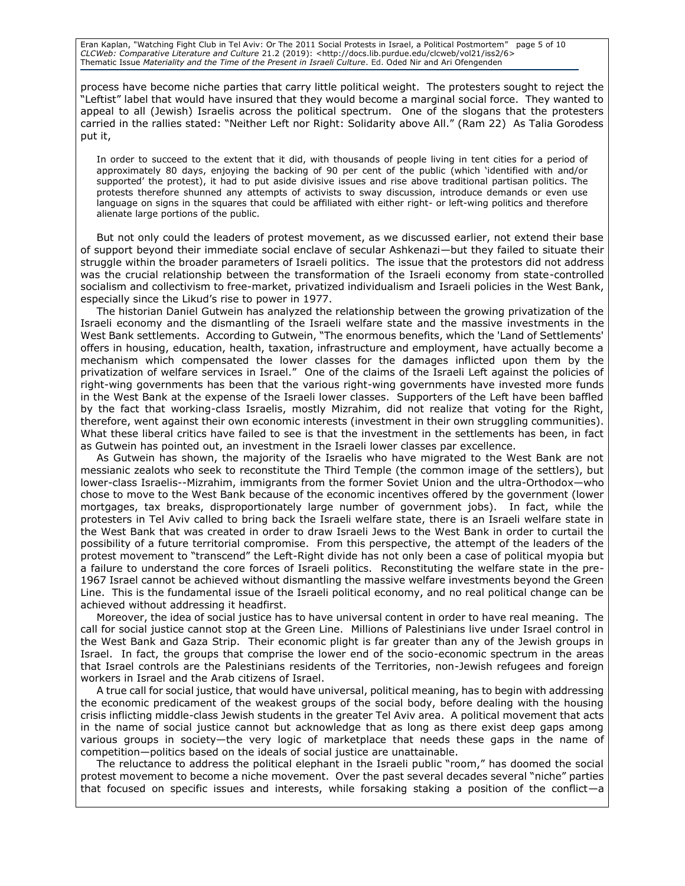process have become niche parties that carry little political weight. The protesters sought to reject the "Leftist" label that would have insured that they would become a marginal social force. They wanted to appeal to all (Jewish) Israelis across the political spectrum. One of the slogans that the protesters carried in the rallies stated: "Neither Left nor Right: Solidarity above All." (Ram 22) As Talia Gorodess put it,

> In order to succeed to the extent that it did, with thousands of people living in tent cities for a period of approximately 80 days, enjoying the backing of 90 per cent of the public (which 'identified with and/or supported' the protest), it had to put aside divisive issues and rise above traditional partisan politics. The protests therefore shunned any attempts of activists to sway discussion, introduce demands or even use language on signs in the squares that could be affiliated with either right- or left-wing politics and therefore alienate large portions of the public.

But not only could the leaders of protest movement, as we discussed earlier, not extend their base of support beyond their immediate social enclave of secular Ashkenazi—but they failed to situate their struggle within the broader parameters of Israeli politics. The issue that the protestors did not address was the crucial relationship between the transformation of the Israeli economy from state-controlled socialism and collectivism to free-market, privatized individualism and Israeli policies in the West Bank, especially since the Likud's rise to power in 1977.

The historian Daniel Gutwein has analyzed the relationship between the growing privatization of the Israeli economy and the dismantling of the Israeli welfare state and the massive investments in the West Bank settlements. According to Gutwein, "The enormous benefits, which the 'Land of Settlements' offers in housing, education, health, taxation, infrastructure and employment, have actually become a mechanism which compensated the lower classes for the damages inflicted upon them by the privatization of welfare services in Israel." One of the claims of the Israeli Left against the policies of right-wing governments has been that the various right-wing governments have invested more funds in the West Bank at the expense of the Israeli lower classes. Supporters of the Left have been baffled by the fact that working-class Israelis, mostly Mizrahim, did not realize that voting for the Right, therefore, went against their own economic interests (investment in their own struggling communities). What these liberal critics have failed to see is that the investment in the settlements has been, in fact as Gutwein has pointed out, an investment in the Israeli lower classes par excellence.

As Gutwein has shown, the majority of the Israelis who have migrated to the West Bank are not messianic zealots who seek to reconstitute the Third Temple (the common image of the settlers), but lower-class Israelis--Mizrahim, immigrants from the former Soviet Union and the ultra-Orthodox—who chose to move to the West Bank because of the economic incentives offered by the government (lower mortgages, tax breaks, disproportionately large number of government jobs). In fact, while the protesters in Tel Aviv called to bring back the Israeli welfare state, there is an Israeli welfare state in the West Bank that was created in order to draw Israeli Jews to the West Bank in order to curtail the possibility of a future territorial compromise. From this perspective, the attempt of the leaders of the protest movement to "transcend" the Left-Right divide has not only been a case of political myopia but a failure to understand the core forces of Israeli politics. Reconstituting the welfare state in the pre-1967 Israel cannot be achieved without dismantling the massive welfare investments beyond the Green Line. This is the fundamental issue of the Israeli political economy, and no real political change can be achieved without addressing it headfirst.

Moreover, the idea of social justice has to have universal content in order to have real meaning. The call for social justice cannot stop at the Green Line. Millions of Palestinians live under Israel control in the West Bank and Gaza Strip. Their economic plight is far greater than any of the Jewish groups in Israel. In fact, the groups that comprise the lower end of the socio-economic spectrum in the areas that Israel controls are the Palestinians residents of the Territories, non-Jewish refugees and foreign workers in Israel and the Arab citizens of Israel.

A true call for social justice, that would have universal, political meaning, has to begin with addressing the economic predicament of the weakest groups of the social body, before dealing with the housing crisis inflicting middle-class Jewish students in the greater Tel Aviv area. A political movement that acts in the name of social justice cannot but acknowledge that as long as there exist deep gaps among various groups in society—the very logic of marketplace that needs these gaps in the name of competition—politics based on the ideals of social justice are unattainable.

The reluctance to address the political elephant in the Israeli public "room," has doomed the social protest movement to become a niche movement. Over the past several decades several "niche" parties that focused on specific issues and interests, while forsaking staking a position of the conflict—a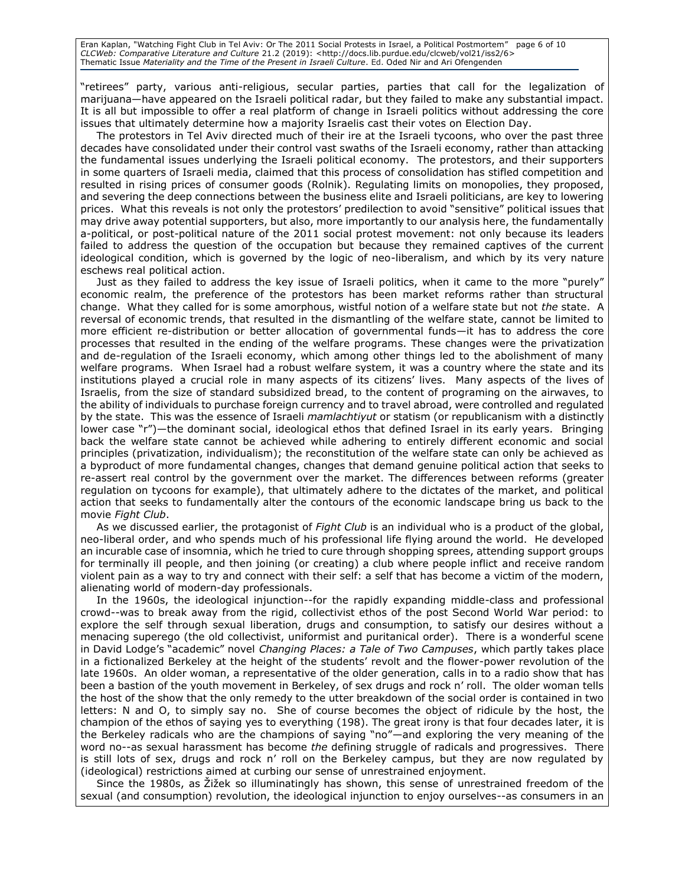"retirees" party, various anti-religious, secular parties, parties that call for the legalization of marijuana—have appeared on the Israeli political radar, but they failed to make any substantial impact. It is all but impossible to offer a real platform of change in Israeli politics without addressing the core issues that ultimately determine how a majority Israelis cast their votes on Election Day.

The protestors in Tel Aviv directed much of their ire at the Israeli tycoons, who over the past three decades have consolidated under their control vast swaths of the Israeli economy, rather than attacking the fundamental issues underlying the Israeli political economy. The protestors, and their supporters in some quarters of Israeli media, claimed that this process of consolidation has stifled competition and resulted in rising prices of consumer goods (Rolnik). Regulating limits on monopolies, they proposed, and severing the deep connections between the business elite and Israeli politicians, are key to lowering prices. What this reveals is not only the protestors' predilection to avoid "sensitive" political issues that may drive away potential supporters, but also, more importantly to our analysis here, the fundamentally a-political, or post-political nature of the 2011 social protest movement: not only because its leaders failed to address the question of the occupation but because they remained captives of the current ideological condition, which is governed by the logic of neo-liberalism, and which by its very nature eschews real political action.

Just as they failed to address the key issue of Israeli politics, when it came to the more "purely" economic realm, the preference of the protestors has been market reforms rather than structural change. What they called for is some amorphous, wistful notion of a welfare state but not *the* state. A reversal of economic trends, that resulted in the dismantling of the welfare state, cannot be limited to more efficient re-distribution or better allocation of governmental funds—it has to address the core processes that resulted in the ending of the welfare programs. These changes were the privatization and de-regulation of the Israeli economy, which among other things led to the abolishment of many welfare programs. When Israel had a robust welfare system, it was a country where the state and its institutions played a crucial role in many aspects of its citizens' lives. Many aspects of the lives of Israelis, from the size of standard subsidized bread, to the content of programing on the airwaves, to the ability of individuals to purchase foreign currency and to travel abroad, were controlled and regulated by the state. This was the essence of Israeli *mamlachtiyut* or statism (or republicanism with a distinctly lower case "r")—the dominant social, ideological ethos that defined Israel in its early years. Bringing back the welfare state cannot be achieved while adhering to entirely different economic and social principles (privatization, individualism); the reconstitution of the welfare state can only be achieved as a byproduct of more fundamental changes, changes that demand genuine political action that seeks to re-assert real control by the government over the market. The differences between reforms (greater regulation on tycoons for example), that ultimately adhere to the dictates of the market, and political action that seeks to fundamentally alter the contours of the economic landscape bring us back to the movie *Fight Club*.

As we discussed earlier, the protagonist of *Fight Club* is an individual who is a product of the global, neo-liberal order, and who spends much of his professional life flying around the world. He developed an incurable case of insomnia, which he tried to cure through shopping sprees, attending support groups for terminally ill people, and then joining (or creating) a club where people inflict and receive random violent pain as a way to try and connect with their self: a self that has become a victim of the modern, alienating world of modern-day professionals.

In the 1960s, the ideological injunction--for the rapidly expanding middle-class and professional crowd--was to break away from the rigid, collectivist ethos of the post Second World War period: to explore the self through sexual liberation, drugs and consumption, to satisfy our desires without a menacing superego (the old collectivist, uniformist and puritanical order). There is a wonderful scene in David Lodge's "academic" novel *Changing Places: a Tale of Two Campuses*, which partly takes place in a fictionalized Berkeley at the height of the students' revolt and the flower-power revolution of the late 1960s. An older woman, a representative of the older generation, calls in to a radio show that has been a bastion of the youth movement in Berkeley, of sex drugs and rock n' roll. The older woman tells the host of the show that the only remedy to the utter breakdown of the social order is contained in two letters: N and O, to simply say no. She of course becomes the object of ridicule by the host, the champion of the ethos of saying yes to everything (198). The great irony is that four decades later, it is the Berkeley radicals who are the champions of saying "no"—and exploring the very meaning of the word no--as sexual harassment has become *the* defining struggle of radicals and progressives. There is still lots of sex, drugs and rock n' roll on the Berkeley campus, but they are now regulated by (ideological) restrictions aimed at curbing our sense of unrestrained enjoyment.

Since the 1980s, as Žižek so illuminatingly has shown, this sense of unrestrained freedom of the sexual (and consumption) revolution, the ideological injunction to enjoy ourselves--as consumers in an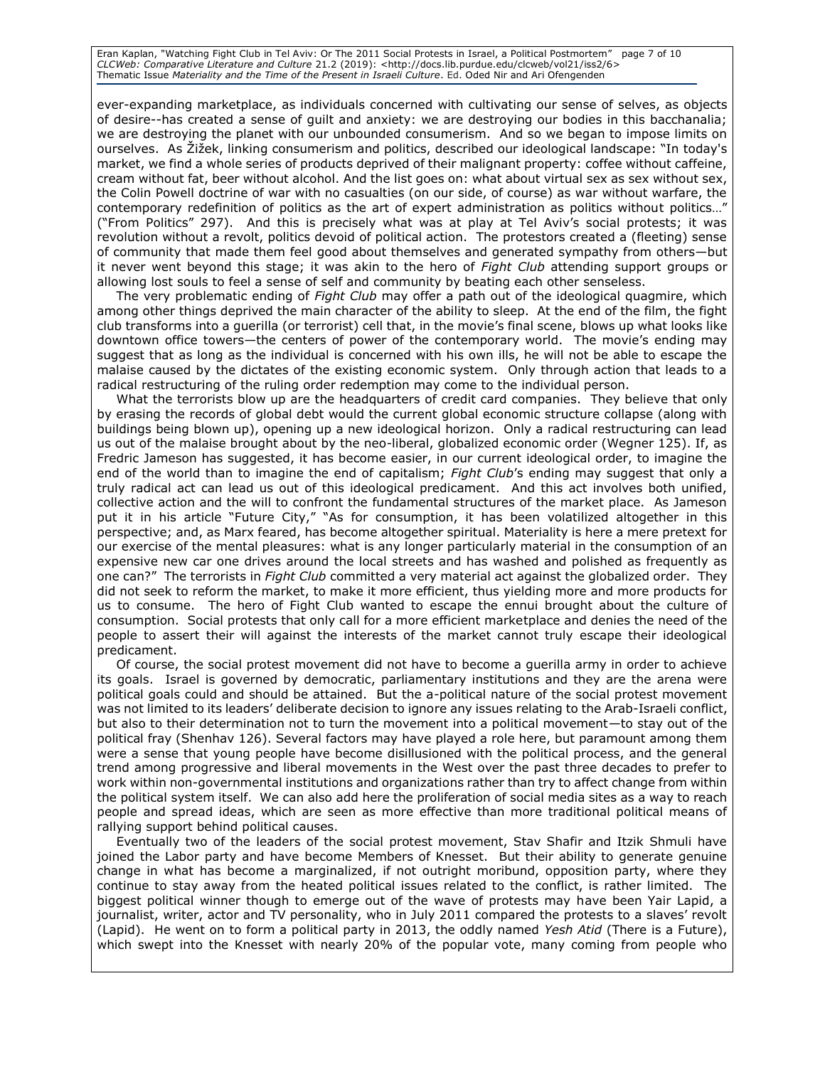ever-expanding marketplace, as individuals concerned with cultivating our sense of selves, as objects of desire--has created a sense of guilt and anxiety: we are destroying our bodies in this bacchanalia; we are destroying the planet with our unbounded consumerism. And so we began to impose limits on ourselves. As Žižek, linking consumerism and politics, described our ideological landscape: "In today's market, we find a whole series of products deprived of their malignant property: coffee without caffeine, cream without fat, beer without alcohol. And the list goes on: what about virtual sex as sex without sex, the Colin Powell doctrine of war with no casualties (on our side, of course) as war without warfare, the contemporary redefinition of politics as the art of expert administration as politics without politics…" ("From Politics" 297). And this is precisely what was at play at Tel Aviv's social protests; it was revolution without a revolt, politics devoid of political action. The protestors created a (fleeting) sense of community that made them feel good about themselves and generated sympathy from others—but it never went beyond this stage; it was akin to the hero of *Fight Club* attending support groups or allowing lost souls to feel a sense of self and community by beating each other senseless.

The very problematic ending of *Fight Club* may offer a path out of the ideological quagmire, which among other things deprived the main character of the ability to sleep. At the end of the film, the fight club transforms into a guerilla (or terrorist) cell that, in the movie's final scene, blows up what looks like downtown office towers—the centers of power of the contemporary world. The movie's ending may suggest that as long as the individual is concerned with his own ills, he will not be able to escape the malaise caused by the dictates of the existing economic system. Only through action that leads to a radical restructuring of the ruling order redemption may come to the individual person.

What the terrorists blow up are the headquarters of credit card companies. They believe that only by erasing the records of global debt would the current global economic structure collapse (along with buildings being blown up), opening up a new ideological horizon. Only a radical restructuring can lead us out of the malaise brought about by the neo-liberal, globalized economic order (Wegner 125). If, as Fredric Jameson has suggested, it has become easier, in our current ideological order, to imagine the end of the world than to imagine the end of capitalism; *Fight Club*'s ending may suggest that only a truly radical act can lead us out of this ideological predicament. And this act involves both unified, collective action and the will to confront the fundamental structures of the market place. As Jameson put it in his article "Future City," "As for consumption, it has been volatilized altogether in this perspective; and, as Marx feared, has become altogether spiritual. Materiality is here a mere pretext for our exercise of the mental pleasures: what is any longer particularly material in the consumption of an expensive new car one drives around the local streets and has washed and polished as frequently as one can?" The terrorists in *Fight Club* committed a very material act against the globalized order. They did not seek to reform the market, to make it more efficient, thus yielding more and more products for us to consume. The hero of Fight Club wanted to escape the ennui brought about the culture of consumption. Social protests that only call for a more efficient marketplace and denies the need of the people to assert their will against the interests of the market cannot truly escape their ideological predicament.

Of course, the social protest movement did not have to become a guerilla army in order to achieve its goals. Israel is governed by democratic, parliamentary institutions and they are the arena were political goals could and should be attained. But the a-political nature of the social protest movement was not limited to its leaders' deliberate decision to ignore any issues relating to the Arab-Israeli conflict, but also to their determination not to turn the movement into a political movement—to stay out of the political fray (Shenhav 126). Several factors may have played a role here, but paramount among them were a sense that young people have become disillusioned with the political process, and the general trend among progressive and liberal movements in the West over the past three decades to prefer to work within non-governmental institutions and organizations rather than try to affect change from within the political system itself. We can also add here the proliferation of social media sites as a way to reach people and spread ideas, which are seen as more effective than more traditional political means of rallying support behind political causes.

Eventually two of the leaders of the social protest movement, Stav Shafir and Itzik Shmuli have joined the Labor party and have become Members of Knesset. But their ability to generate genuine change in what has become a marginalized, if not outright moribund, opposition party, where they continue to stay away from the heated political issues related to the conflict, is rather limited. The biggest political winner though to emerge out of the wave of protests may have been Yair Lapid, a journalist, writer, actor and TV personality, who in July 2011 compared the protests to a slaves' revolt (Lapid). He went on to form a political party in 2013, the oddly named *Yesh Atid* (There is a Future), which swept into the Knesset with nearly 20% of the popular vote, many coming from people who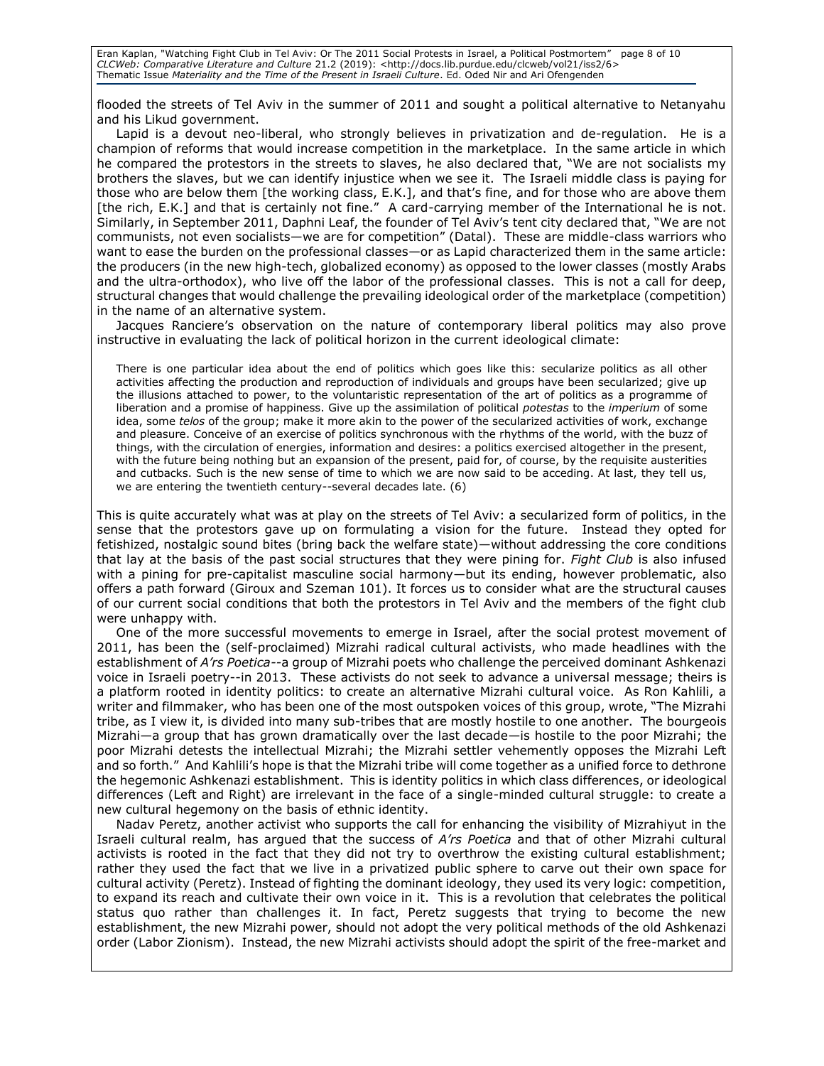flooded the streets of Tel Aviv in the summer of 2011 and sought a political alternative to Netanyahu and his Likud government.

Lapid is a devout neo-liberal, who strongly believes in privatization and de-regulation. He is a champion of reforms that would increase competition in the marketplace. In the same article in which he compared the protestors in the streets to slaves, he also declared that, "We are not socialists my brothers the slaves, but we can identify injustice when we see it. The Israeli middle class is paying for those who are below them [the working class, E.K.], and that's fine, and for those who are above them [the rich, E.K.] and that is certainly not fine." A card-carrying member of the International he is not. Similarly, in September 2011, Daphni Leaf, the founder of Tel Aviv's tent city declared that, "We are not communists, not even socialists—we are for competition" (Datal). These are middle-class warriors who want to ease the burden on the professional classes—or as Lapid characterized them in the same article: the producers (in the new high-tech, globalized economy) as opposed to the lower classes (mostly Arabs and the ultra-orthodox), who live off the labor of the professional classes. This is not a call for deep, structural changes that would challenge the prevailing ideological order of the marketplace (competition) in the name of an alternative system.

Jacques Ranciere's observation on the nature of contemporary liberal politics may also prove instructive in evaluating the lack of political horizon in the current ideological climate:

> There is one particular idea about the end of politics which goes like this: secularize politics as all other activities affecting the production and reproduction of individuals and groups have been secularized; give up the illusions attached to power, to the voluntaristic representation of the art of politics as a programme of liberation and a promise of happiness. Give up the assimilation of political *potestas* to the *imperium* of some idea, some *telos* of the group; make it more akin to the power of the secularized activities of work, exchange and pleasure. Conceive of an exercise of politics synchronous with the rhythms of the world, with the buzz of things, with the circulation of energies, information and desires: a politics exercised altogether in the present, with the future being nothing but an expansion of the present, paid for, of course, by the requisite austerities and cutbacks. Such is the new sense of time to which we are now said to be acceding. At last, they tell us, we are entering the twentieth century--several decades late. (6)

This is quite accurately what was at play on the streets of Tel Aviv: a secularized form of politics, in the sense that the protestors gave up on formulating a vision for the future. Instead they opted for fetishized, nostalgic sound bites (bring back the welfare state)—without addressing the core conditions that lay at the basis of the past social structures that they were pining for. *Fight Club* is also infused with a pining for pre-capitalist masculine social harmony—but its ending, however problematic, also offers a path forward (Giroux and Szeman 101). It forces us to consider what are the structural causes of our current social conditions that both the protestors in Tel Aviv and the members of the fight club were unhappy with.

One of the more successful movements to emerge in Israel, after the social protest movement of 2011, has been the (self-proclaimed) Mizrahi radical cultural activists, who made headlines with the establishment of *A'rs Poetica*--a group of Mizrahi poets who challenge the perceived dominant Ashkenazi voice in Israeli poetry--in 2013. These activists do not seek to advance a universal message; theirs is a platform rooted in identity politics: to create an alternative Mizrahi cultural voice. As Ron Kahlili, a writer and filmmaker, who has been one of the most outspoken voices of this group, wrote, "The Mizrahi tribe, as I view it, is divided into many sub-tribes that are mostly hostile to one another. The bourgeois Mizrahi—a group that has grown dramatically over the last decade—is hostile to the poor Mizrahi; the poor Mizrahi detests the intellectual Mizrahi; the Mizrahi settler vehemently opposes the Mizrahi Left and so forth." And Kahlili's hope is that the Mizrahi tribe will come together as a unified force to dethrone the hegemonic Ashkenazi establishment. This is identity politics in which class differences, or ideological differences (Left and Right) are irrelevant in the face of a single-minded cultural struggle: to create a new cultural hegemony on the basis of ethnic identity.

Nadav Peretz, another activist who supports the call for enhancing the visibility of Mizrahiyut in the Israeli cultural realm, has argued that the success of *A'rs Poetica* and that of other Mizrahi cultural activists is rooted in the fact that they did not try to overthrow the existing cultural establishment; rather they used the fact that we live in a privatized public sphere to carve out their own space for cultural activity (Peretz). Instead of fighting the dominant ideology, they used its very logic: competition, to expand its reach and cultivate their own voice in it. This is a revolution that celebrates the political status quo rather than challenges it. In fact, Peretz suggests that trying to become the new establishment, the new Mizrahi power, should not adopt the very political methods of the old Ashkenazi order (Labor Zionism). Instead, the new Mizrahi activists should adopt the spirit of the free-market and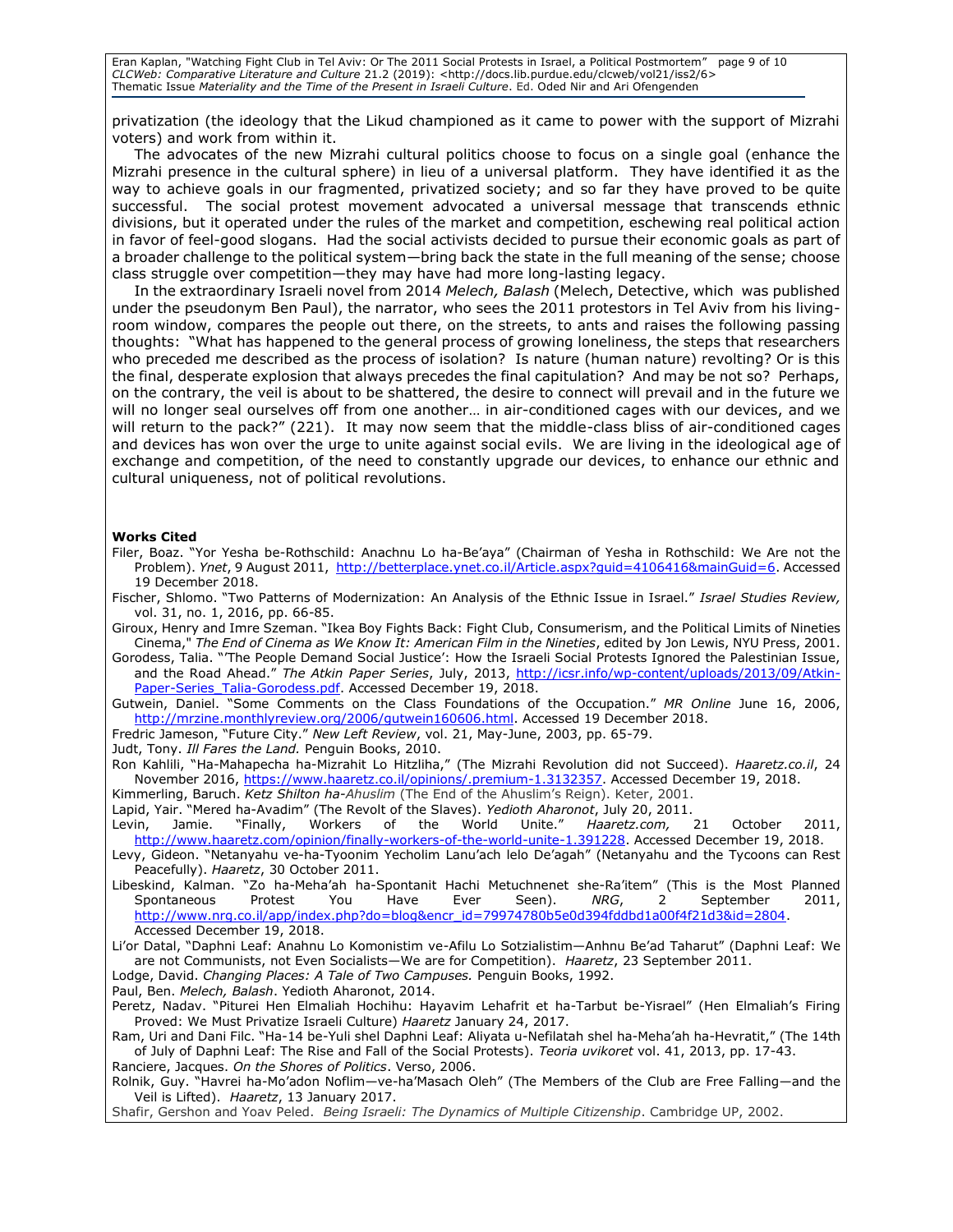privatization (the ideology that the Likud championed as it came to power with the support of Mizrahi voters) and work from within it.

The advocates of the new Mizrahi cultural politics choose to focus on a single goal (enhance the Mizrahi presence in the cultural sphere) in lieu of a universal platform. They have identified it as the way to achieve goals in our fragmented, privatized society; and so far they have proved to be quite successful. The social protest movement advocated a universal message that transcends ethnic divisions, but it operated under the rules of the market and competition, eschewing real political action in favor of feel-good slogans. Had the social activists decided to pursue their economic goals as part of a broader challenge to the political system—bring back the state in the full meaning of the sense; choose class struggle over competition—they may have had more long-lasting legacy.

In the extraordinary Israeli novel from 2014 *Melech, Balash* (Melech, Detective, which was published under the pseudonym Ben Paul), the narrator, who sees the 2011 protestors in Tel Aviv from his living-room window, compares the people out there, on the streets, to ants and raises the following passing thoughts: "What has happened to the general process of growing loneliness, the steps that researchers who preceded me described as the process of isolation? Is nature (human nature) revolting? Or is this the final, desperate explosion that always precedes the final capitulation? And may be not so? Perhaps, on the contrary, the veil is about to be shattered, the desire to connect will prevail and in the future we will no longer seal ourselves off from one another… in air-conditioned cages with our devices, and we will return to the pack?" (221). It may now seem that the middle-class bliss of air-conditioned cages and devices has won over the urge to unite against social evils. We are living in the ideological age of exchange and competition, of the need to constantly upgrade our devices, to enhance our ethnic and cultural uniqueness, not of political revolutions.

**Works Cited**

Filer, Boaz. "Yor Yesha be-Rothschild: Anachnu Lo ha-Be'aya" (Chairman of Yesha in Rothschild: We Are not the Problem). *Ynet*, 9 August 2011, http://betterplace.ynet.co.il/Article.aspx?guid=4106416&mainGuid=6. Accessed 19 December 2018.

Fischer, Shlomo. "Two Patterns of Modernization: An Analysis of the Ethnic Issue in Israel." *Israel Studies Review,* vol. 31, no. 1, 2016, pp. 66-85.

Giroux, Henry and Imre Szeman. "Ikea Boy Fights Back: Fight Club, Consumerism, and the Political Limits of Nineties Cinema," *The End of Cinema as We Know It: American Film in the Nineties*, edited by Jon Lewis, NYU Press, 2001.

Gorodess, Talia. "'The People Demand Social Justice': How the Israeli Social Protests Ignored the Palestinian Issue, and the Road Ahead." *The Atkin Paper Series*, July, 2013, http://icsr.info/wp-content/uploads/2013/09/Atkin-Paper-Series_Talia-Gorodess.pdf. Accessed December 19, 2018.

Gutwein, Daniel. "Some Comments on the Class Foundations of the Occupation." *MR Online* June 16, 2006, http://mrzine.monthlyreview.org/2006/gutwein160606.html. Accessed 19 December 2018.

Fredric Jameson, "Future City." *New Left Review*, vol. 21, May-June, 2003, pp. 65-79.

Judt, Tony. *Ill Fares the Land.* Penguin Books, 2010.

Ron Kahlili, "Ha-Mahapecha ha-Mizrahit Lo Hitzliha," (The Mizrahi Revolution did not Succeed). *Haaretz.co.il*, 24 November 2016, https://www.haaretz.co.il/opinions/.premium-1.3132357. Accessed December 19, 2018.

Kimmerling, Baruch. *Ketz Shilton ha-Ahuslim* (The End of the Ahuslim's Reign). Keter, 2001.

Lapid, Yair. "Mered ha-Avadim" (The Revolt of the Slaves). *Yedioth Aharonot*, July 20, 2011.

Levin, Jamie. "Finally, Workers of the World Unite." *Haaretz.com,* 21 October 2011, http://www.haaretz.com/opinion/finally-workers-of-the-world-unite-1.391228. Accessed December 19, 2018.

Levy, Gideon. "Netanyahu ve-ha-Tyoonim Yecholim Lanu'ach lelo De'agah" (Netanyahu and the Tycoons can Rest Peacefully). *Haaretz*, 30 October 2011.

Libeskind, Kalman. "Zo ha-Meha'ah ha-Spontanit Hachi Metuchnenet she-Ra'item" (This is the Most Planned Spontaneous Protest You Have Ever Seen). *NRG*, 2 September 2011, http://www.nrg.co.il/app/index.php?do=blog&encr_id=79974780b5e0d394fddbd1a00f4f21d3&id=2804. Accessed December 19, 2018.

Li'or Datal, "Daphni Leaf: Anahnu Lo Komonistim ve-Afilu Lo Sotzialistim—Anhnu Be'ad Taharut" (Daphni Leaf: We are not Communists, not Even Socialists—We are for Competition). *Haaretz*, 23 September 2011.

Lodge, David. *Changing Places: A Tale of Two Campuses.* Penguin Books, 1992.

Paul, Ben. *Melech, Balash*. Yedioth Aharonot, 2014.

Peretz, Nadav. "Piturei Hen Elmaliah Hochihu: Hayavim Lehafrit et ha-Tarbut be-Yisrael" (Hen Elmaliah's Firing Proved: We Must Privatize Israeli Culture) *Haaretz* January 24, 2017.

Ram, Uri and Dani Filc. "Ha-14 be-Yuli shel Daphni Leaf: Aliyata u-Nefilatah shel ha-Meha'ah ha-Hevratit," (The 14th of July of Daphni Leaf: The Rise and Fall of the Social Protests). *Teoria uvikoret* vol. 41, 2013, pp. 17-43.

Ranciere, Jacques. *On the Shores of Politics*. Verso, 2006.

Rolnik, Guy. "Havrei ha-Mo'adon Noflim—ve-ha'Masach Oleh" (The Members of the Club are Free Falling—and the Veil is Lifted). *Haaretz*, 13 January 2017.

Shafir, Gershon and Yoav Peled. *Being Israeli: The Dynamics of Multiple Citizenship*. Cambridge UP, 2002.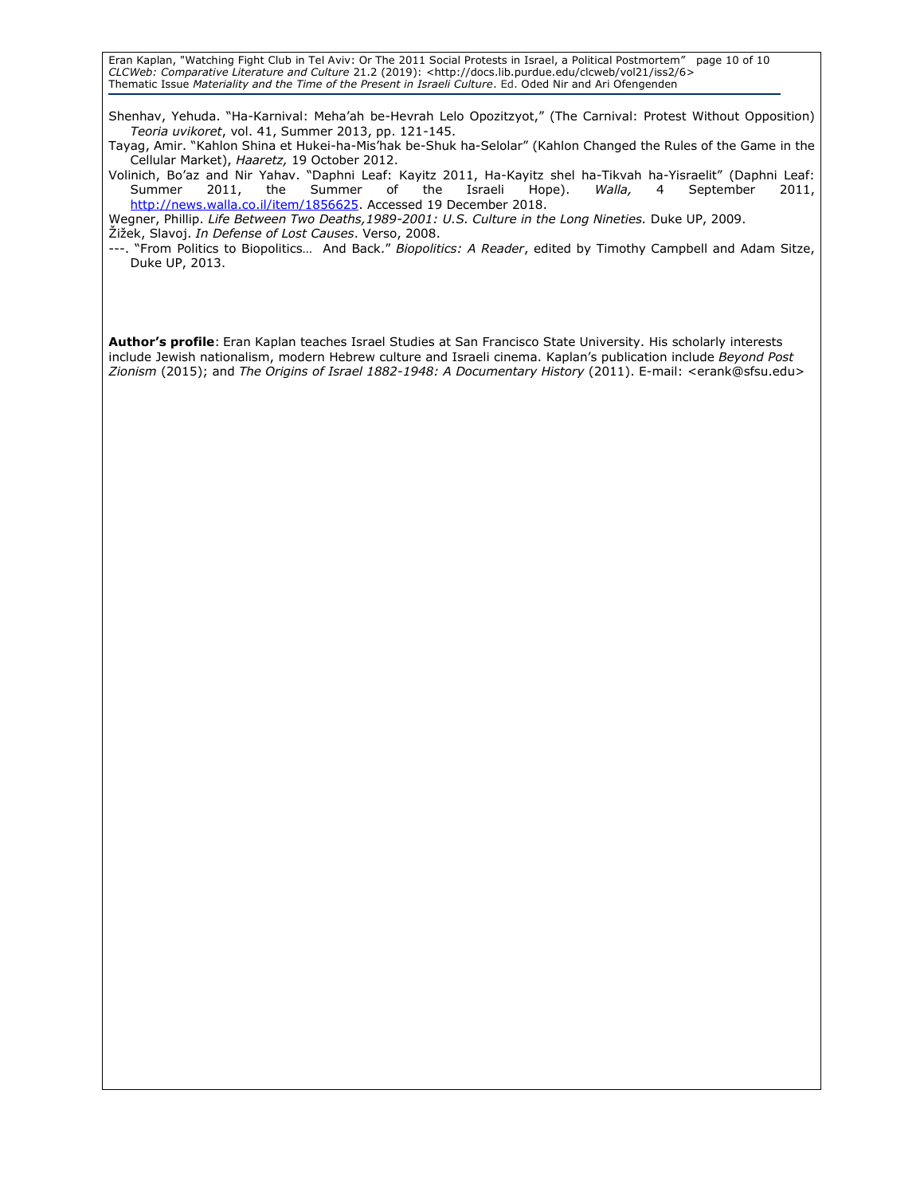Shenhav, Yehuda. "Ha-Karnival: Meha'ah be-Hevrah Lelo Opozitzyot," (The Carnival: Protest Without Opposition) *Teoria uvikoret*, vol. 41, Summer 2013, pp. 121-145.

Tayag, Amir. "Kahlon Shina et Hukei-ha-Mis'hak be-Shuk ha-Selolar" (Kahlon Changed the Rules of the Game in the Cellular Market), *Haaretz,* 19 October 2012.

Volinich, Bo'az and Nir Yahav. "Daphni Leaf: Kayitz 2011, Ha-Kayitz shel ha-Tikvah ha-Yisraelit" (Daphni Leaf: Summer 2011, the Summer of the Israeli Hope). *Walla,* 4 September 2011, http://news.walla.co.il/item/1856625. Accessed 19 December 2018.

Wegner, Phillip. *Life Between Two Deaths,1989-2001: U.S. Culture in the Long Nineties.* Duke UP, 2009.

Žižek, Slavoj. *In Defense of Lost Causes*. Verso, 2008.

---. "From Politics to Biopolitics… And Back." *Biopolitics: A Reader*, edited by Timothy Campbell and Adam Sitze, Duke UP, 2013.

**Author's profile**: Eran Kaplan teaches Israel Studies at San Francisco State University. His scholarly interests include Jewish nationalism, modern Hebrew culture and Israeli cinema. Kaplan's publication include *Beyond Post Zionism* (2015); and *The Origins of Israel 1882-1948: A Documentary History* (2011). E-mail: <erank@sfsu.edu>